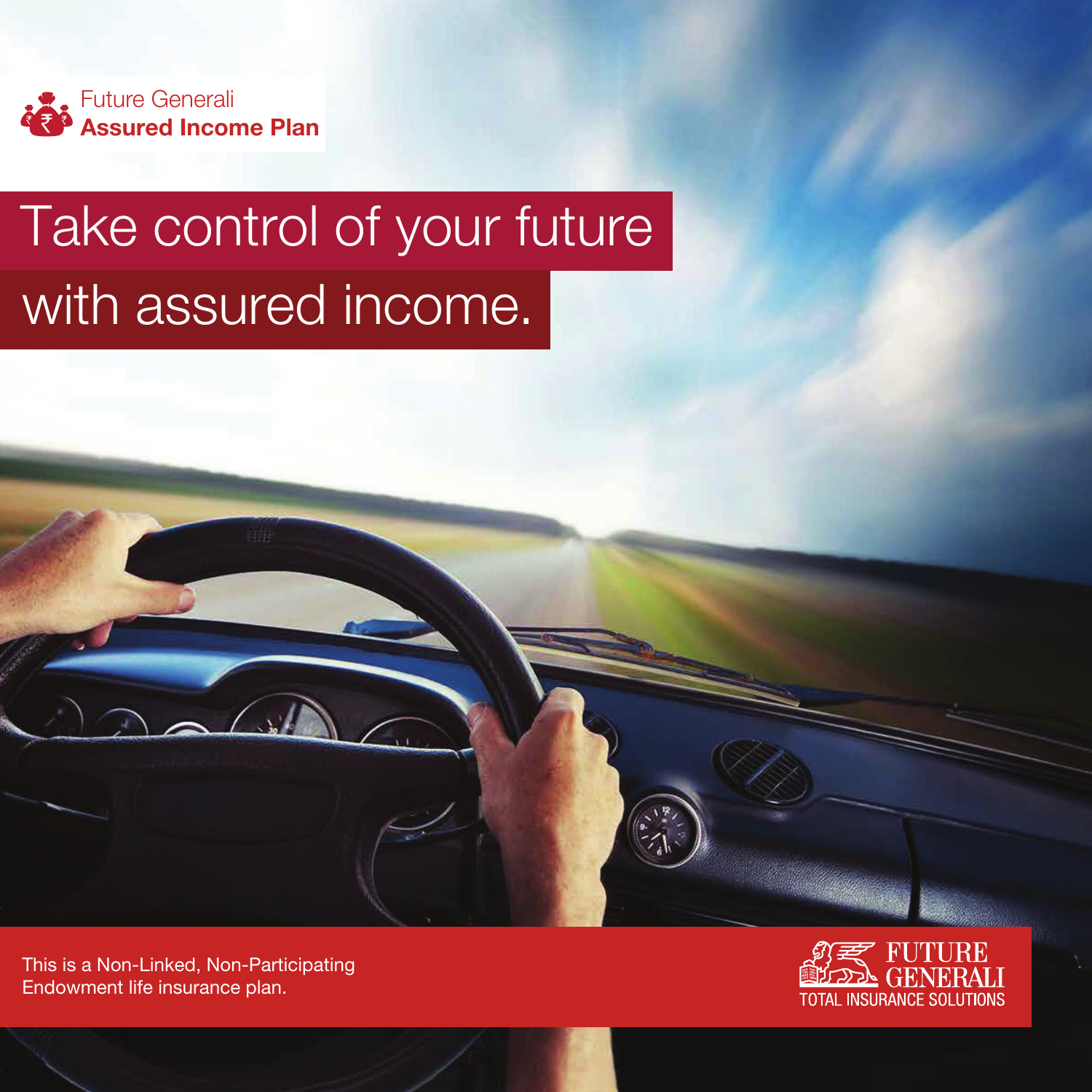Future Generali
**Assured Income Plan**

# Take control of your future with assured income.

This is a Non-Linked, Non-Participating Endowment life insurance plan.

FUTURE GENERALI
TOTAL INSURANCE SOLUTIONS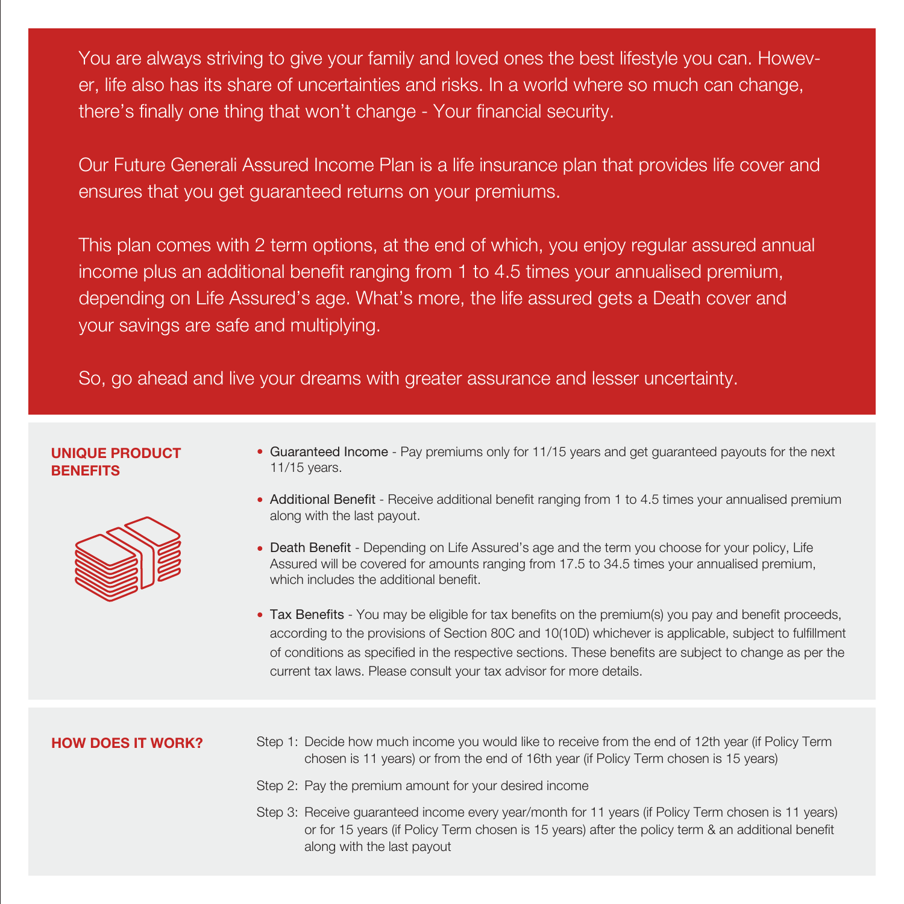You are always striving to give your family and loved ones the best lifestyle you can. However, life also has its share of uncertainties and risks. In a world where so much can change, there's finally one thing that won't change - Your financial security.

Our Future Generali Assured Income Plan is a life insurance plan that provides life cover and ensures that you get guaranteed returns on your premiums.

This plan comes with 2 term options, at the end of which, you enjoy regular assured annual income plus an additional benefit ranging from 1 to 4.5 times your annualised premium, depending on Life Assured's age. What's more, the life assured gets a Death cover and your savings are safe and multiplying.

So, go ahead and live your dreams with greater assurance and lesser uncertainty.

## UNIQUE PRODUCT BENEFITS

- Guaranteed Income - Pay premiums only for 11/15 years and get guaranteed payouts for the next 11/15 years.
- Additional Benefit - Receive additional benefit ranging from 1 to 4.5 times your annualised premium along with the last payout.
- Death Benefit - Depending on Life Assured's age and the term you choose for your policy, Life Assured will be covered for amounts ranging from 17.5 to 34.5 times your annualised premium, which includes the additional benefit.
- Tax Benefits - You may be eligible for tax benefits on the premium(s) you pay and benefit proceeds, according to the provisions of Section 80C and 10(10D) whichever is applicable, subject to fulfillment of conditions as specified in the respective sections. These benefits are subject to change as per the current tax laws. Please consult your tax advisor for more details.

## HOW DOES IT WORK?

Step 1: Decide how much income you would like to receive from the end of 12th year (if Policy Term chosen is 11 years) or from the end of 16th year (if Policy Term chosen is 15 years)

Step 2: Pay the premium amount for your desired income

Step 3: Receive guaranteed income every year/month for 11 years (if Policy Term chosen is 11 years) or for 15 years (if Policy Term chosen is 15 years) after the policy term & an additional benefit along with the last payout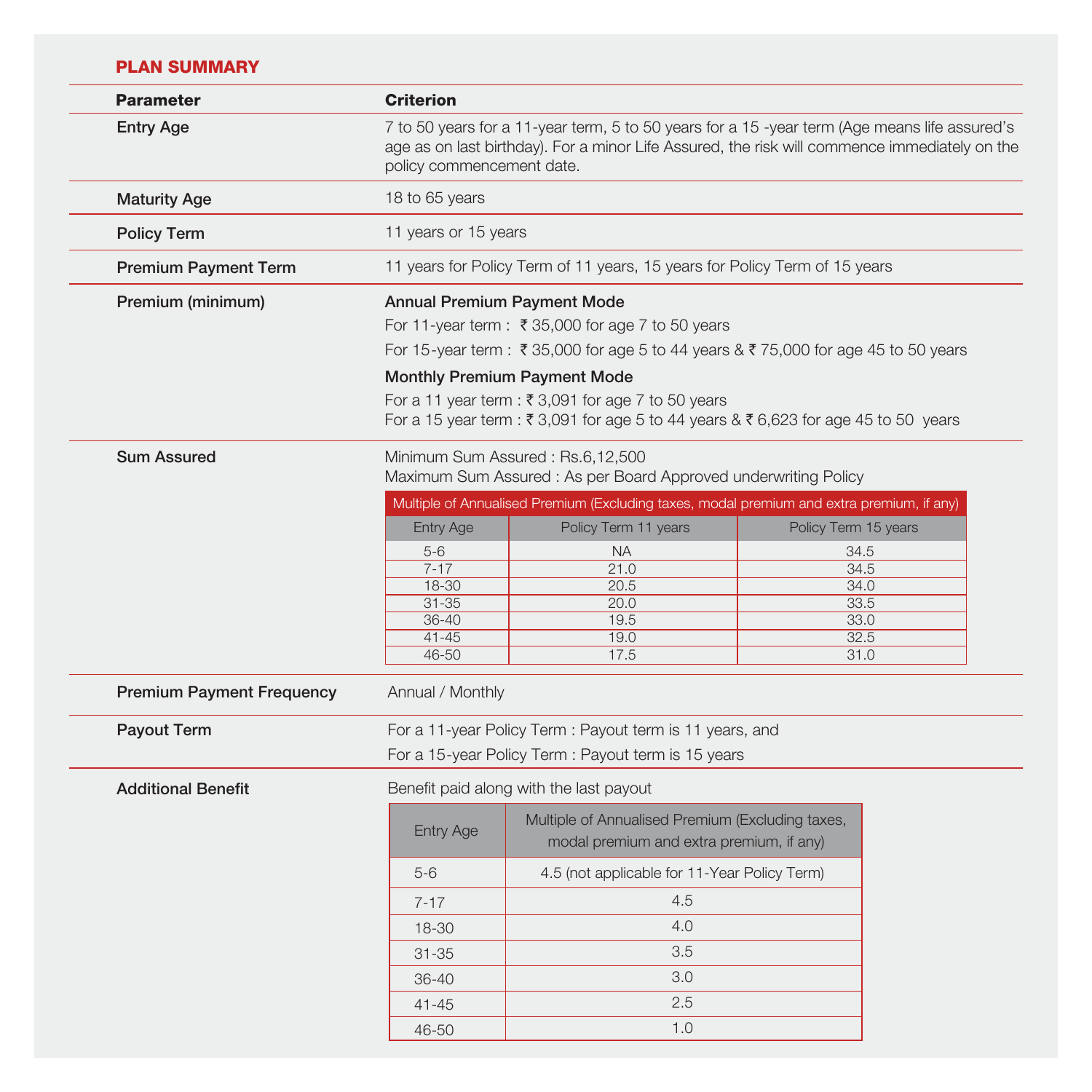## PLAN SUMMARY

| Parameter | Criterion |
|---|---|
| **Entry Age** | 7 to 50 years for a 11-year term, 5 to 50 years for a 15 -year term (Age means life assured's age as on last birthday). For a minor Life Assured, the risk will commence immediately on the policy commencement date. |
| **Maturity Age** | 18 to 65 years |
| **Policy Term** | 11 years or 15 years |
| **Premium Payment Term** | 11 years for Policy Term of 11 years, 15 years for Policy Term of 15 years |
| **Premium (minimum)** | **Annual Premium Payment Mode**<br>For 11-year term : ₹ 35,000 for age 7 to 50 years<br>For 15-year term : ₹ 35,000 for age 5 to 44 years & ₹ 75,000 for age 45 to 50 years<br>**Monthly Premium Payment Mode**<br>For a 11 year term : ₹ 3,091 for age 7 to 50 years<br>For a 15 year term : ₹ 3,091 for age 5 to 44 years & ₹ 6,623 for age 45 to 50 years |
| **Sum Assured** | Minimum Sum Assured : Rs.6,12,500<br>Maximum Sum Assured : As per Board Approved underwriting Policy |

| Multiple of Annualised Premium (Excluding taxes, modal premium and extra premium, if any) | | |
|---|---|---|
| Entry Age | Policy Term 11 years | Policy Term 15 years |
| 5-6 | NA | 34.5 |
| 7-17 | 21.0 | 34.5 |
| 18-30 | 20.5 | 34.0 |
| 31-35 | 20.0 | 33.5 |
| 36-40 | 19.5 | 33.0 |
| 41-45 | 19.0 | 32.5 |
| 46-50 | 17.5 | 31.0 |

| Parameter | Criterion |
|---|---|
| **Premium Payment Frequency** | Annual / Monthly |
| **Payout Term** | For a 11-year Policy Term : Payout term is 11 years, and<br>For a 15-year Policy Term : Payout term is 15 years |
| **Additional Benefit** | Benefit paid along with the last payout |

| Entry Age | Multiple of Annualised Premium (Excluding taxes, modal premium and extra premium, if any) |
|---|---|
| 5-6 | 4.5 (not applicable for 11-Year Policy Term) |
| 7-17 | 4.5 |
| 18-30 | 4.0 |
| 31-35 | 3.5 |
| 36-40 | 3.0 |
| 41-45 | 2.5 |
| 46-50 | 1.0 |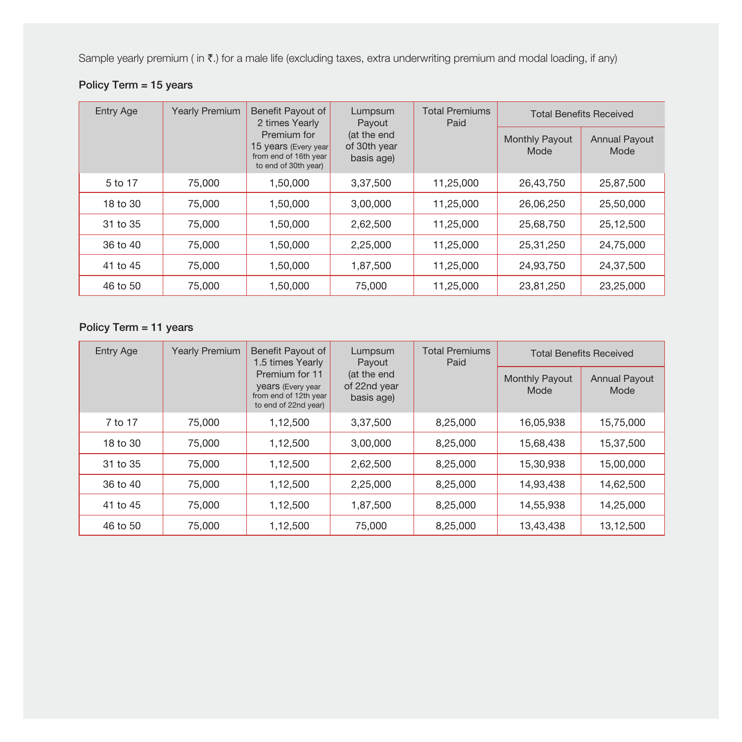Sample yearly premium ( in ₹.) for a male life (excluding taxes, extra underwriting premium and modal loading, if any)

**Policy Term = 15 years**

| Entry Age | Yearly Premium | Benefit Payout of 2 times Yearly Premium for 15 years (Every year from end of 16th year to end of 30th year) | Lumpsum Payout (at the end of 30th year basis age) | Total Premiums Paid | Total Benefits Received | |
|---|---|---|---|---|---|---|
| | | | | | Monthly Payout Mode | Annual Payout Mode |
| 5 to 17 | 75,000 | 1,50,000 | 3,37,500 | 11,25,000 | 26,43,750 | 25,87,500 |
| 18 to 30 | 75,000 | 1,50,000 | 3,00,000 | 11,25,000 | 26,06,250 | 25,50,000 |
| 31 to 35 | 75,000 | 1,50,000 | 2,62,500 | 11,25,000 | 25,68,750 | 25,12,500 |
| 36 to 40 | 75,000 | 1,50,000 | 2,25,000 | 11,25,000 | 25,31,250 | 24,75,000 |
| 41 to 45 | 75,000 | 1,50,000 | 1,87,500 | 11,25,000 | 24,93,750 | 24,37,500 |
| 46 to 50 | 75,000 | 1,50,000 | 75,000 | 11,25,000 | 23,81,250 | 23,25,000 |

**Policy Term = 11 years**

| Entry Age | Yearly Premium | Benefit Payout of 1.5 times Yearly Premium for 11 years (Every year from end of 12th year to end of 22nd year) | Lumpsum Payout (at the end of 22nd year basis age) | Total Premiums Paid | Total Benefits Received | |
|---|---|---|---|---|---|---|
| | | | | | Monthly Payout Mode | Annual Payout Mode |
| 7 to 17 | 75,000 | 1,12,500 | 3,37,500 | 8,25,000 | 16,05,938 | 15,75,000 |
| 18 to 30 | 75,000 | 1,12,500 | 3,00,000 | 8,25,000 | 15,68,438 | 15,37,500 |
| 31 to 35 | 75,000 | 1,12,500 | 2,62,500 | 8,25,000 | 15,30,938 | 15,00,000 |
| 36 to 40 | 75,000 | 1,12,500 | 2,25,000 | 8,25,000 | 14,93,438 | 14,62,500 |
| 41 to 45 | 75,000 | 1,12,500 | 1,87,500 | 8,25,000 | 14,55,938 | 14,25,000 |
| 46 to 50 | 75,000 | 1,12,500 | 75,000 | 8,25,000 | 13,43,438 | 13,12,500 |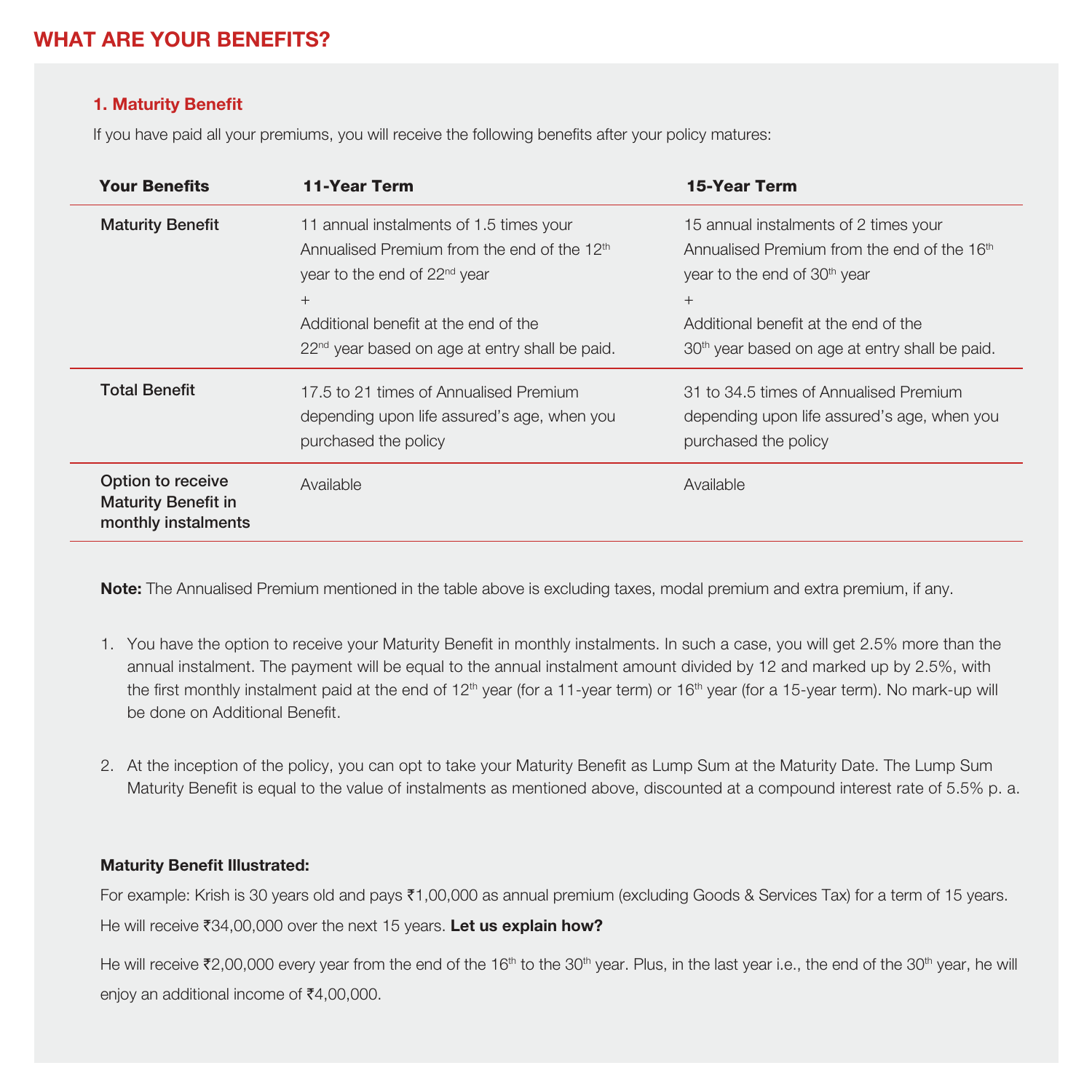# WHAT ARE YOUR BENEFITS?

### 1. Maturity Benefit

If you have paid all your premiums, you will receive the following benefits after your policy matures:

| Your Benefits | 11-Year Term | 15-Year Term |
| --- | --- | --- |
| Maturity Benefit | 11 annual instalments of 1.5 times your Annualised Premium from the end of the 12th year to the end of 22nd year<br>+<br>Additional benefit at the end of the 22nd year based on age at entry shall be paid. | 15 annual instalments of 2 times your Annualised Premium from the end of the 16th year to the end of 30th year<br>+<br>Additional benefit at the end of the 30th year based on age at entry shall be paid. |
| Total Benefit | 17.5 to 21 times of Annualised Premium depending upon life assured's age, when you purchased the policy | 31 to 34.5 times of Annualised Premium depending upon life assured's age, when you purchased the policy |
| Option to receive Maturity Benefit in monthly instalments | Available | Available |

**Note:** The Annualised Premium mentioned in the table above is excluding taxes, modal premium and extra premium, if any.

1. You have the option to receive your Maturity Benefit in monthly instalments. In such a case, you will get 2.5% more than the annual instalment. The payment will be equal to the annual instalment amount divided by 12 and marked up by 2.5%, with the first monthly instalment paid at the end of 12th year (for a 11-year term) or 16th year (for a 15-year term). No mark-up will be done on Additional Benefit.

2. At the inception of the policy, you can opt to take your Maturity Benefit as Lump Sum at the Maturity Date. The Lump Sum Maturity Benefit is equal to the value of instalments as mentioned above, discounted at a compound interest rate of 5.5% p. a.

**Maturity Benefit Illustrated:**

For example: Krish is 30 years old and pays ₹1,00,000 as annual premium (excluding Goods & Services Tax) for a term of 15 years. He will receive ₹34,00,000 over the next 15 years. **Let us explain how?**

He will receive ₹2,00,000 every year from the end of the 16th to the 30th year. Plus, in the last year i.e., the end of the 30th year, he will enjoy an additional income of ₹4,00,000.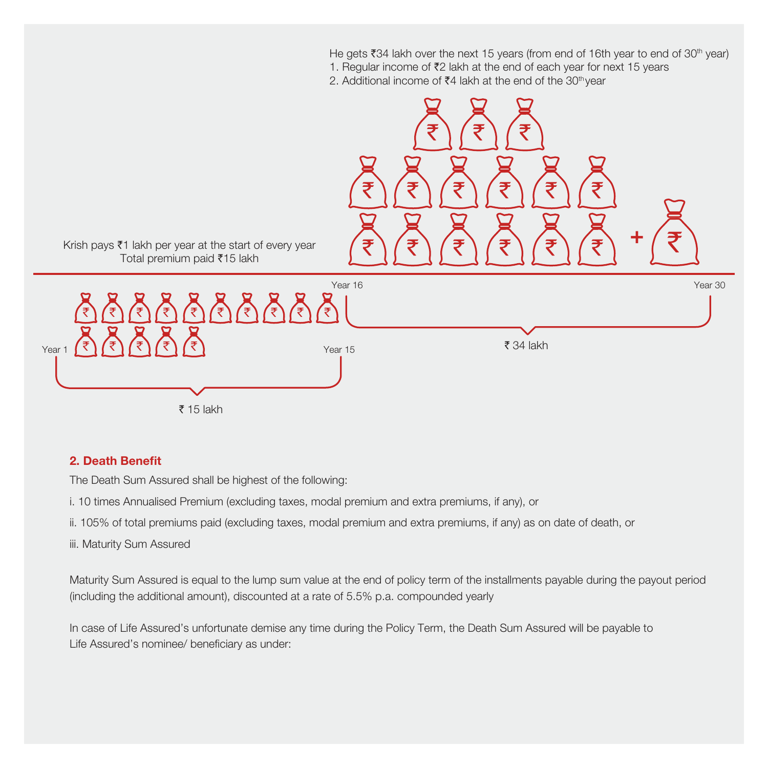He gets ₹34 lakh over the next 15 years (from end of 16th year to end of 30th year)

1. Regular income of ₹2 lakh at the end of each year for next 15 years
2. Additional income of ₹4 lakh at the end of the 30th year

Krish pays ₹1 lakh per year at the start of every year
Total premium paid ₹15 lakh

Year 1 — Year 15: ₹ 15 lakh

Year 16 — Year 30: ₹ 34 lakh

### 2. Death Benefit

The Death Sum Assured shall be highest of the following:

i. 10 times Annualised Premium (excluding taxes, modal premium and extra premiums, if any), or

ii. 105% of total premiums paid (excluding taxes, modal premium and extra premiums, if any) as on date of death, or

iii. Maturity Sum Assured

Maturity Sum Assured is equal to the lump sum value at the end of policy term of the installments payable during the payout period (including the additional amount), discounted at a rate of 5.5% p.a. compounded yearly

In case of Life Assured's unfortunate demise any time during the Policy Term, the Death Sum Assured will be payable to Life Assured's nominee/ beneficiary as under: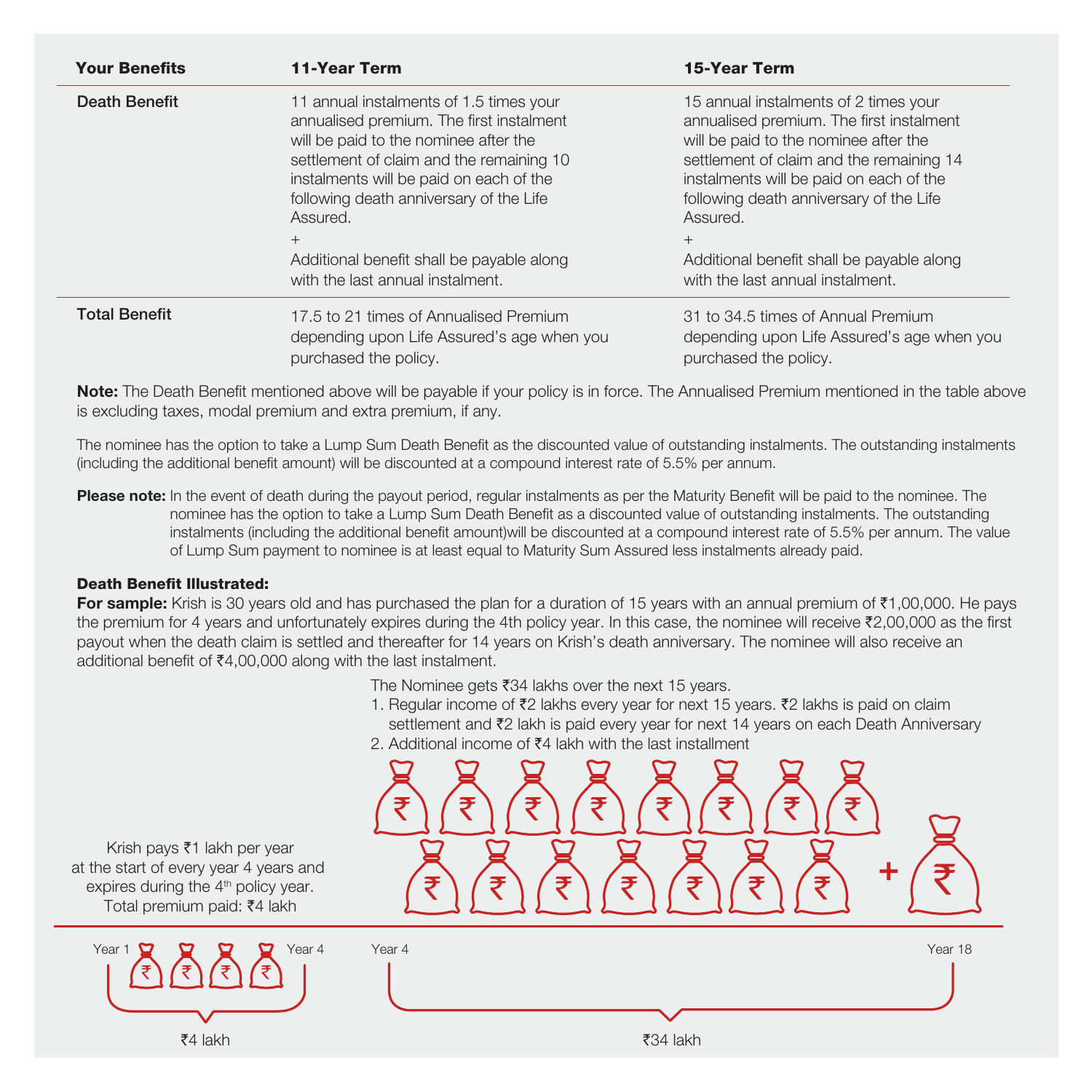| Your Benefits | 11-Year Term | 15-Year Term |
|---|---|---|
| Death Benefit | 11 annual instalments of 1.5 times your annualised premium. The first instalment will be paid to the nominee after the settlement of claim and the remaining 10 instalments will be paid on each of the following death anniversary of the Life Assured.<br>+<br>Additional benefit shall be payable along with the last annual instalment. | 15 annual instalments of 2 times your annualised premium. The first instalment will be paid to the nominee after the settlement of claim and the remaining 14 instalments will be paid on each of the following death anniversary of the Life Assured.<br>+<br>Additional benefit shall be payable along with the last annual instalment. |
| Total Benefit | 17.5 to 21 times of Annualised Premium depending upon Life Assured's age when you purchased the policy. | 31 to 34.5 times of Annual Premium depending upon Life Assured's age when you purchased the policy. |

**Note:** The Death Benefit mentioned above will be payable if your policy is in force. The Annualised Premium mentioned in the table above is excluding taxes, modal premium and extra premium, if any.

The nominee has the option to take a Lump Sum Death Benefit as the discounted value of outstanding instalments. The outstanding instalments (including the additional benefit amount) will be discounted at a compound interest rate of 5.5% per annum.

**Please note:** In the event of death during the payout period, regular instalments as per the Maturity Benefit will be paid to the nominee. The nominee has the option to take a Lump Sum Death Benefit as a discounted value of outstanding instalments. The outstanding instalments (including the additional benefit amount)will be discounted at a compound interest rate of 5.5% per annum. The value of Lump Sum payment to nominee is at least equal to Maturity Sum Assured less instalments already paid.

**Death Benefit Illustrated:**

**For sample:** Krish is 30 years old and has purchased the plan for a duration of 15 years with an annual premium of ₹1,00,000. He pays the premium for 4 years and unfortunately expires during the 4th policy year. In this case, the nominee will receive ₹2,00,000 as the first payout when the death claim is settled and thereafter for 14 years on Krish's death anniversary. The nominee will also receive an additional benefit of ₹4,00,000 along with the last instalment.

The Nominee gets ₹34 lakhs over the next 15 years.

1. Regular income of ₹2 lakhs every year for next 15 years. ₹2 lakhs is paid on claim settlement and ₹2 lakh is paid every year for next 14 years on each Death Anniversary
2. Additional income of ₹4 lakh with the last installment

Krish pays ₹1 lakh per year at the start of every year 4 years and expires during the 4th policy year. Total premium paid: ₹4 lakh

Year 1 – Year 4: ₹4 lakh

Year 4 – Year 18: ₹34 lakh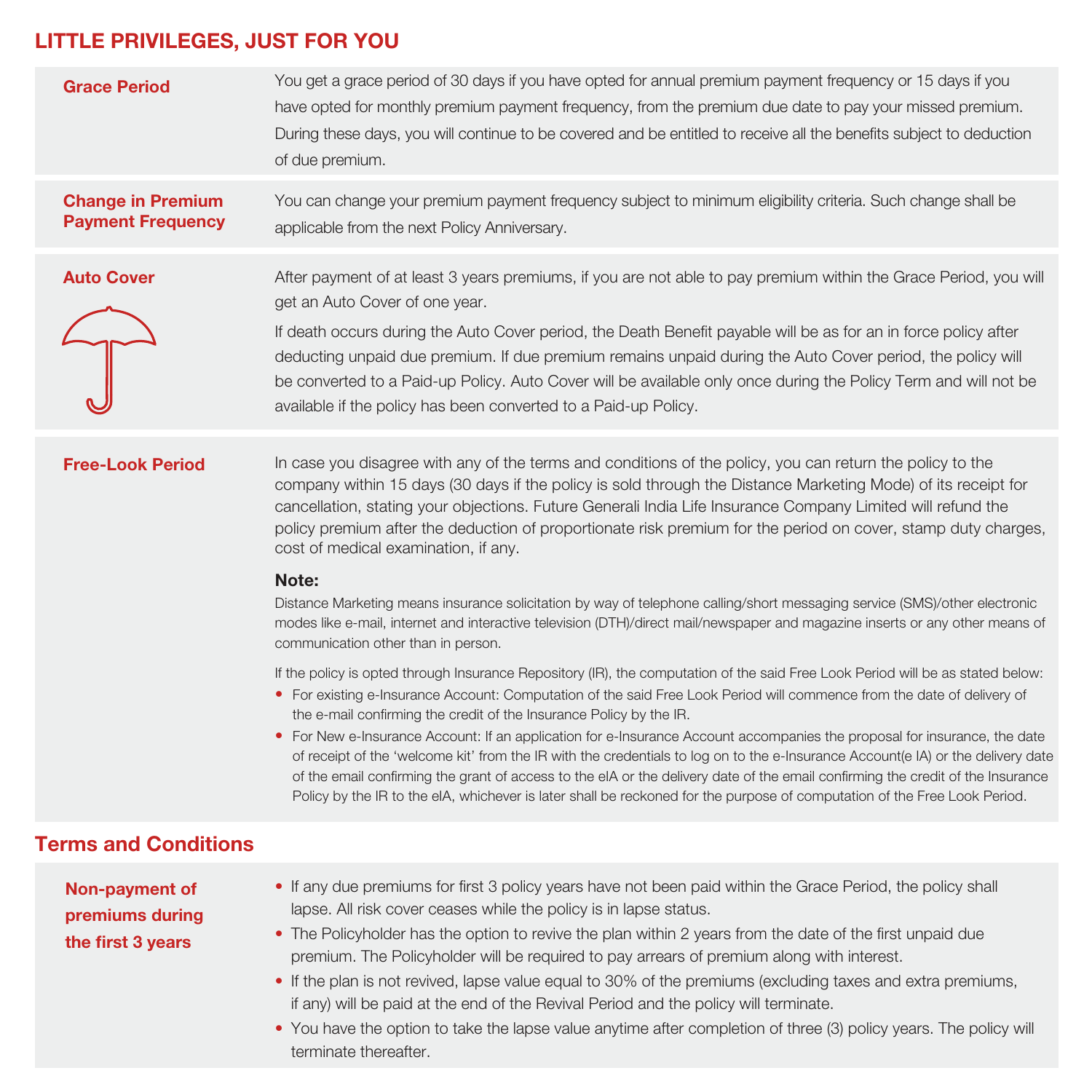## LITTLE PRIVILEGES, JUST FOR YOU

### Grace Period

You get a grace period of 30 days if you have opted for annual premium payment frequency or 15 days if you have opted for monthly premium payment frequency, from the premium due date to pay your missed premium. During these days, you will continue to be covered and be entitled to receive all the benefits subject to deduction of due premium.

### Change in Premium Payment Frequency

You can change your premium payment frequency subject to minimum eligibility criteria. Such change shall be applicable from the next Policy Anniversary.

### Auto Cover

After payment of at least 3 years premiums, if you are not able to pay premium within the Grace Period, you will get an Auto Cover of one year.

If death occurs during the Auto Cover period, the Death Benefit payable will be as for an in force policy after deducting unpaid due premium. If due premium remains unpaid during the Auto Cover period, the policy will be converted to a Paid-up Policy. Auto Cover will be available only once during the Policy Term and will not be available if the policy has been converted to a Paid-up Policy.

### Free-Look Period

In case you disagree with any of the terms and conditions of the policy, you can return the policy to the company within 15 days (30 days if the policy is sold through the Distance Marketing Mode) of its receipt for cancellation, stating your objections. Future Generali India Life Insurance Company Limited will refund the policy premium after the deduction of proportionate risk premium for the period on cover, stamp duty charges, cost of medical examination, if any.

**Note:**

Distance Marketing means insurance solicitation by way of telephone calling/short messaging service (SMS)/other electronic modes like e-mail, internet and interactive television (DTH)/direct mail/newspaper and magazine inserts or any other means of communication other than in person.

If the policy is opted through Insurance Repository (IR), the computation of the said Free Look Period will be as stated below:

- For existing e-Insurance Account: Computation of the said Free Look Period will commence from the date of delivery of the e-mail confirming the credit of the Insurance Policy by the IR.
- For New e-Insurance Account: If an application for e-Insurance Account accompanies the proposal for insurance, the date of receipt of the 'welcome kit' from the IR with the credentials to log on to the e-Insurance Account(e IA) or the delivery date of the email confirming the grant of access to the eIA or the delivery date of the email confirming the credit of the Insurance Policy by the IR to the eIA, whichever is later shall be reckoned for the purpose of computation of the Free Look Period.

## Terms and Conditions

### Non-payment of premiums during the first 3 years

- If any due premiums for first 3 policy years have not been paid within the Grace Period, the policy shall lapse. All risk cover ceases while the policy is in lapse status.
- The Policyholder has the option to revive the plan within 2 years from the date of the first unpaid due premium. The Policyholder will be required to pay arrears of premium along with interest.
- If the plan is not revived, lapse value equal to 30% of the premiums (excluding taxes and extra premiums, if any) will be paid at the end of the Revival Period and the policy will terminate.
- You have the option to take the lapse value anytime after completion of three (3) policy years. The policy will terminate thereafter.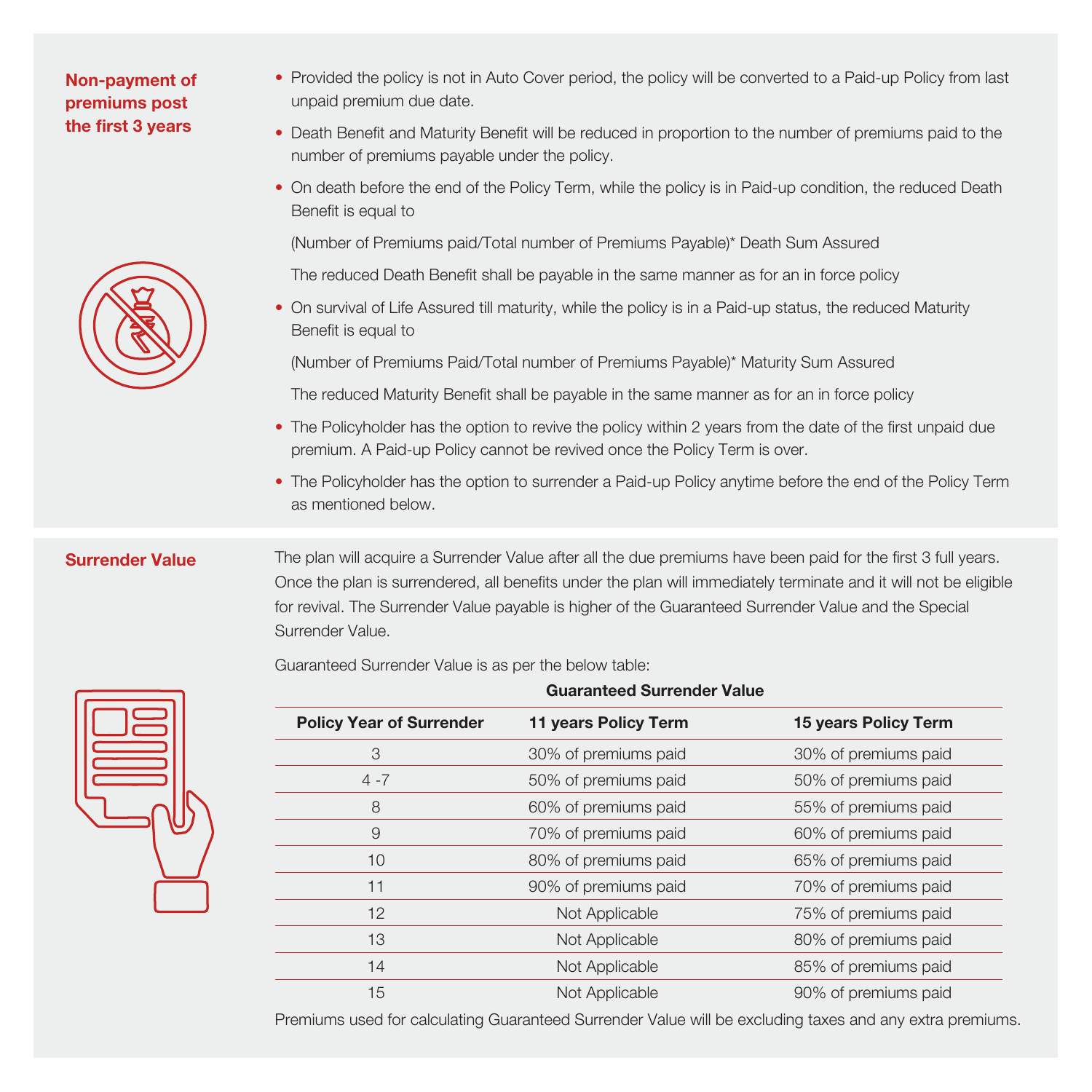## Non-payment of premiums post the first 3 years

- Provided the policy is not in Auto Cover period, the policy will be converted to a Paid-up Policy from last unpaid premium due date.
- Death Benefit and Maturity Benefit will be reduced in proportion to the number of premiums paid to the number of premiums payable under the policy.
- On death before the end of the Policy Term, while the policy is in Paid-up condition, the reduced Death Benefit is equal to

  (Number of Premiums paid/Total number of Premiums Payable)* Death Sum Assured

  The reduced Death Benefit shall be payable in the same manner as for an in force policy
- On survival of Life Assured till maturity, while the policy is in a Paid-up status, the reduced Maturity Benefit is equal to

  (Number of Premiums Paid/Total number of Premiums Payable)* Maturity Sum Assured

  The reduced Maturity Benefit shall be payable in the same manner as for an in force policy
- The Policyholder has the option to revive the policy within 2 years from the date of the first unpaid due premium. A Paid-up Policy cannot be revived once the Policy Term is over.
- The Policyholder has the option to surrender a Paid-up Policy anytime before the end of the Policy Term as mentioned below.

## Surrender Value

The plan will acquire a Surrender Value after all the due premiums have been paid for the first 3 full years. Once the plan is surrendered, all benefits under the plan will immediately terminate and it will not be eligible for revival. The Surrender Value payable is higher of the Guaranteed Surrender Value and the Special Surrender Value.

Guaranteed Surrender Value is as per the below table:

**Guaranteed Surrender Value**

| Policy Year of Surrender | 11 years Policy Term | 15 years Policy Term |
|---|---|---|
| 3 | 30% of premiums paid | 30% of premiums paid |
| 4 -7 | 50% of premiums paid | 50% of premiums paid |
| 8 | 60% of premiums paid | 55% of premiums paid |
| 9 | 70% of premiums paid | 60% of premiums paid |
| 10 | 80% of premiums paid | 65% of premiums paid |
| 11 | 90% of premiums paid | 70% of premiums paid |
| 12 | Not Applicable | 75% of premiums paid |
| 13 | Not Applicable | 80% of premiums paid |
| 14 | Not Applicable | 85% of premiums paid |
| 15 | Not Applicable | 90% of premiums paid |

Premiums used for calculating Guaranteed Surrender Value will be excluding taxes and any extra premiums.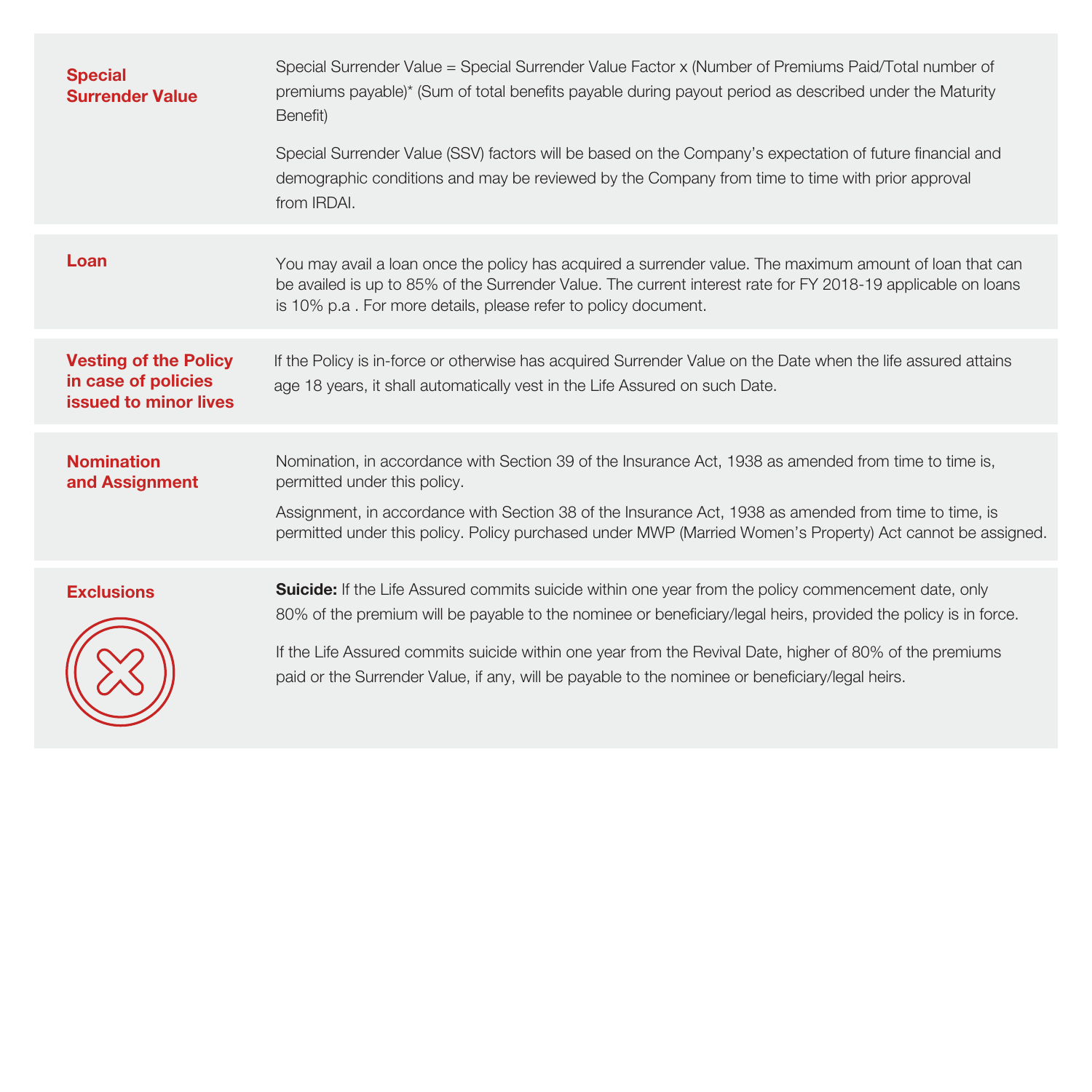| | |
|---|---|
| **Special Surrender Value** | Special Surrender Value = Special Surrender Value Factor x (Number of Premiums Paid/Total number of premiums payable)* (Sum of total benefits payable during payout period as described under the Maturity Benefit)<br><br>Special Surrender Value (SSV) factors will be based on the Company's expectation of future financial and demographic conditions and may be reviewed by the Company from time to time with prior approval from IRDAI. |
| **Loan** | You may avail a loan once the policy has acquired a surrender value. The maximum amount of loan that can be availed is up to 85% of the Surrender Value. The current interest rate for FY 2018-19 applicable on loans is 10% p.a . For more details, please refer to policy document. |
| **Vesting of the Policy in case of policies issued to minor lives** | If the Policy is in-force or otherwise has acquired Surrender Value on the Date when the life assured attains age 18 years, it shall automatically vest in the Life Assured on such Date. |
| **Nomination and Assignment** | Nomination, in accordance with Section 39 of the Insurance Act, 1938 as amended from time to time is, permitted under this policy.<br><br>Assignment, in accordance with Section 38 of the Insurance Act, 1938 as amended from time to time, is permitted under this policy. Policy purchased under MWP (Married Women's Property) Act cannot be assigned. |
| **Exclusions** | **Suicide:** If the Life Assured commits suicide within one year from the policy commencement date, only 80% of the premium will be payable to the nominee or beneficiary/legal heirs, provided the policy is in force.<br><br>If the Life Assured commits suicide within one year from the Revival Date, higher of 80% of the premiums paid or the Surrender Value, if any, will be payable to the nominee or beneficiary/legal heirs. |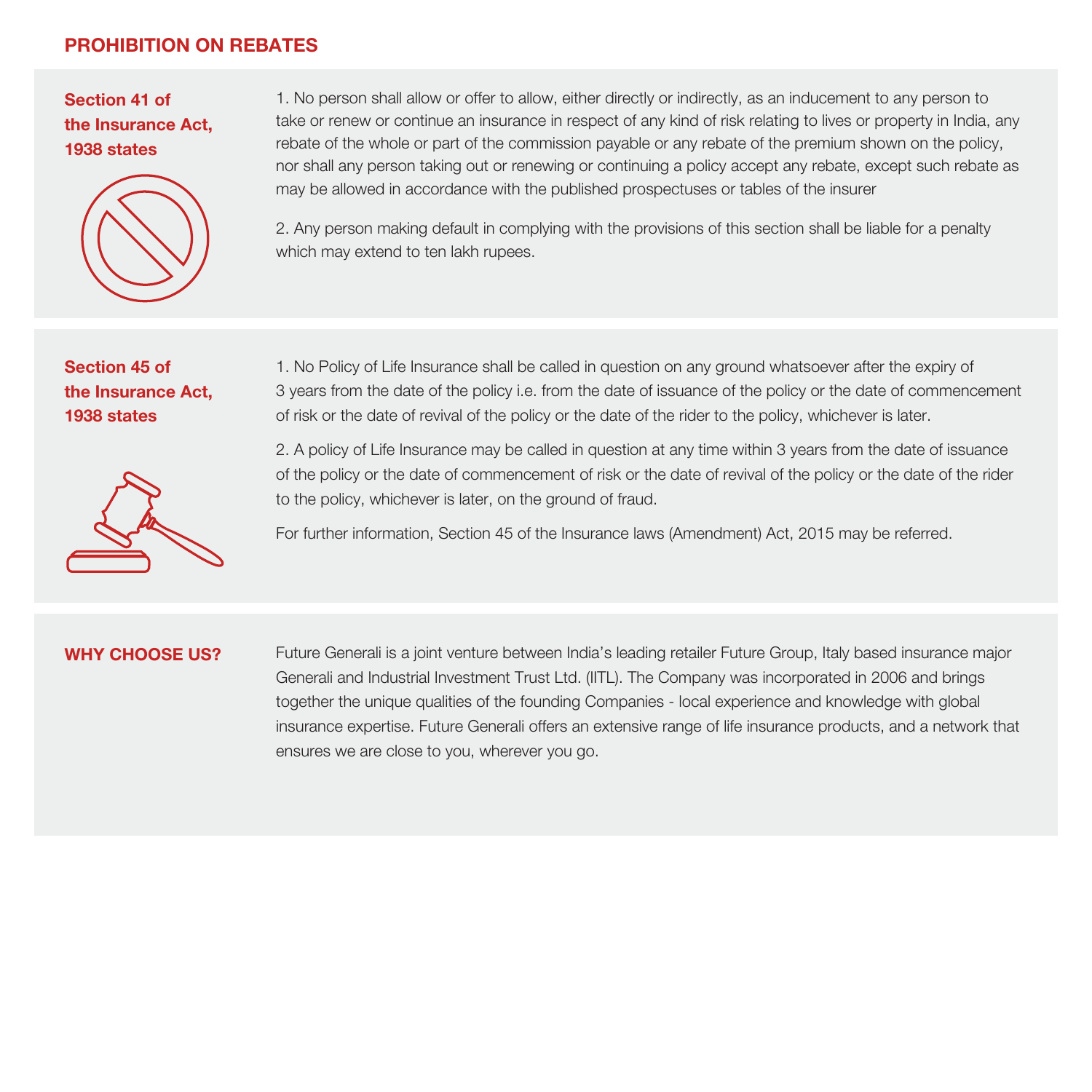## PROHIBITION ON REBATES

### Section 41 of the Insurance Act, 1938 states

1. No person shall allow or offer to allow, either directly or indirectly, as an inducement to any person to take or renew or continue an insurance in respect of any kind of risk relating to lives or property in India, any rebate of the whole or part of the commission payable or any rebate of the premium shown on the policy, nor shall any person taking out or renewing or continuing a policy accept any rebate, except such rebate as may be allowed in accordance with the published prospectuses or tables of the insurer

2. Any person making default in complying with the provisions of this section shall be liable for a penalty which may extend to ten lakh rupees.

### Section 45 of the Insurance Act, 1938 states

1. No Policy of Life Insurance shall be called in question on any ground whatsoever after the expiry of 3 years from the date of the policy i.e. from the date of issuance of the policy or the date of commencement of risk or the date of revival of the policy or the date of the rider to the policy, whichever is later.

2. A policy of Life Insurance may be called in question at any time within 3 years from the date of issuance of the policy or the date of commencement of risk or the date of revival of the policy or the date of the rider to the policy, whichever is later, on the ground of fraud.

For further information, Section 45 of the Insurance laws (Amendment) Act, 2015 may be referred.

### WHY CHOOSE US?

Future Generali is a joint venture between India's leading retailer Future Group, Italy based insurance major Generali and Industrial Investment Trust Ltd. (IITL). The Company was incorporated in 2006 and brings together the unique qualities of the founding Companies - local experience and knowledge with global insurance expertise. Future Generali offers an extensive range of life insurance products, and a network that ensures we are close to you, wherever you go.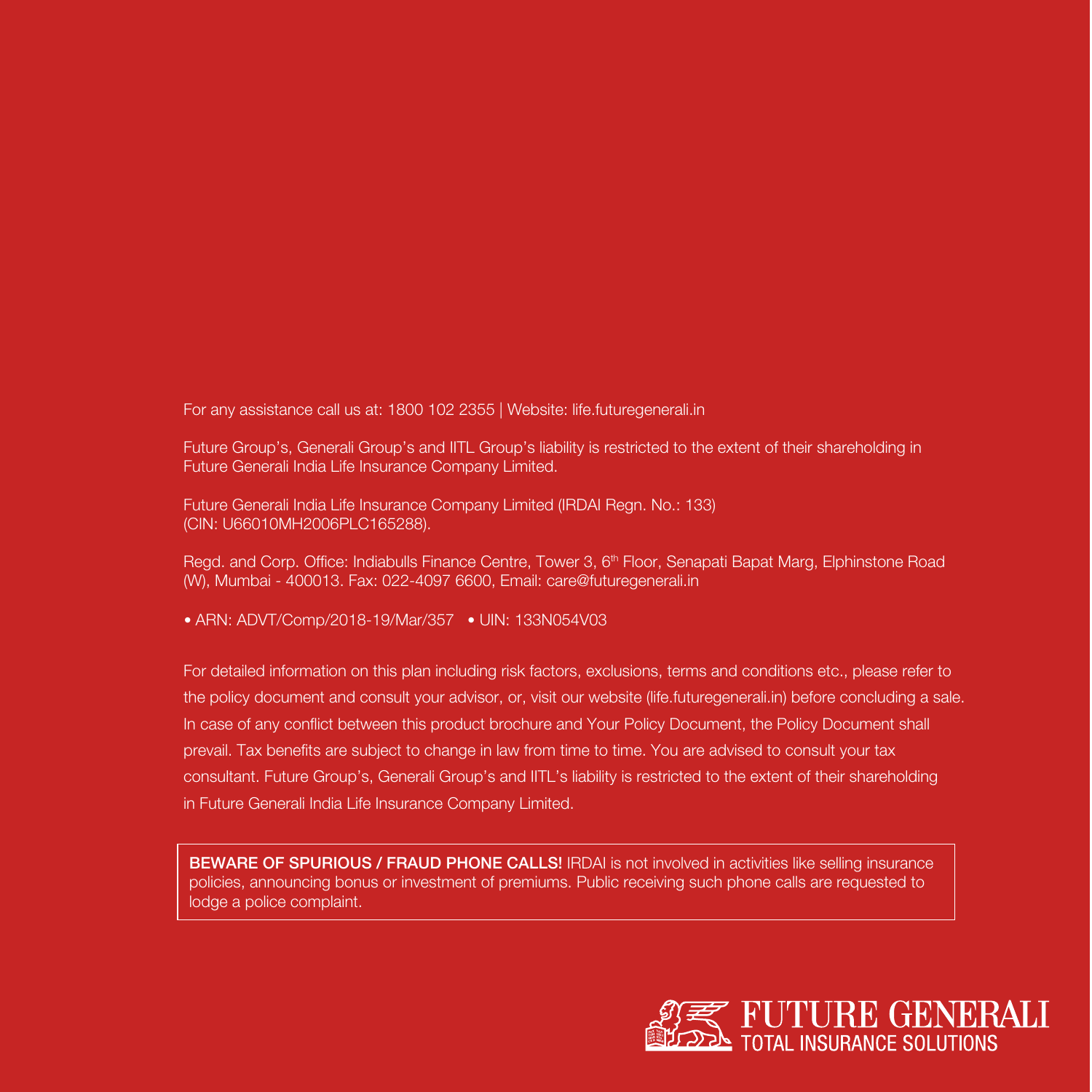For any assistance call us at: 1800 102 2355 | Website: life.futuregenerali.in

Future Group's, Generali Group's and IITL Group's liability is restricted to the extent of their shareholding in Future Generali India Life Insurance Company Limited.

Future Generali India Life Insurance Company Limited (IRDAI Regn. No.: 133)
(CIN: U66010MH2006PLC165288).

Regd. and Corp. Office: Indiabulls Finance Centre, Tower 3, 6th Floor, Senapati Bapat Marg, Elphinstone Road (W), Mumbai - 400013. Fax: 022-4097 6600, Email: care@futuregenerali.in

• ARN: ADVT/Comp/2018-19/Mar/357 • UIN: 133N054V03

For detailed information on this plan including risk factors, exclusions, terms and conditions etc., please refer to the policy document and consult your advisor, or, visit our website (life.futuregenerali.in) before concluding a sale. In case of any conflict between this product brochure and Your Policy Document, the Policy Document shall prevail. Tax benefits are subject to change in law from time to time. You are advised to consult your tax consultant. Future Group's, Generali Group's and IITL's liability is restricted to the extent of their shareholding in Future Generali India Life Insurance Company Limited.

**BEWARE OF SPURIOUS / FRAUD PHONE CALLS!** IRDAI is not involved in activities like selling insurance policies, announcing bonus or investment of premiums. Public receiving such phone calls are requested to lodge a police complaint.

FUTURE GENERALI
TOTAL INSURANCE SOLUTIONS